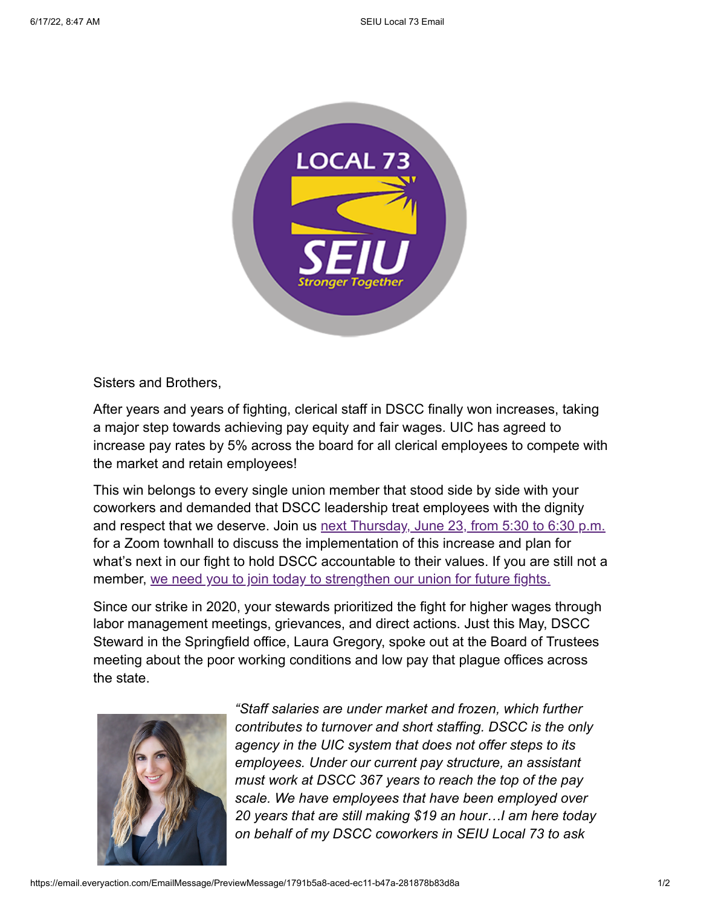Sisters and Brothers,

After years and years of fighting, clerical staff in DSCC finally won increases, taking a major step towards achieving pay equity and fair wages. UIC has agreed to increase pay rates by 5% across the board for all clerical employees to compete with the market and retain employees!

This win belongs to every single union member that stood side by side with your coworkers and demanded that DSCC leadership treat employees with the dignity and respect that we deserve. Join us next Thursday, June 23, from 5:30 to 6:30 p.m. for a Zoom townhall to discuss the implementation of this increase and plan for what's next in our fight to hold DSCC accountable to their values. If you are still not a member, we need you to join today to strengthen our union for future fights.

Since our strike in 2020, your stewards prioritized the fight for higher wages through labor management meetings, grievances, and direct actions. Just this May, DSCC Steward in the Springfield office, Laura Gregory, spoke out at the Board of Trustees meeting about the poor working conditions and low pay that plague offices across the state.

*"Staff salaries are under market and frozen, which further contributes to turnover and short staffing. DSCC is the only agency in the UIC system that does not offer steps to its employees. Under our current pay structure, an assistant must work at DSCC 367 years to reach the top of the pay scale. We have employees that have been employed over 20 years that are still making $19 an hour…I am here today on behalf of my DSCC coworkers in SEIU Local 73 to ask*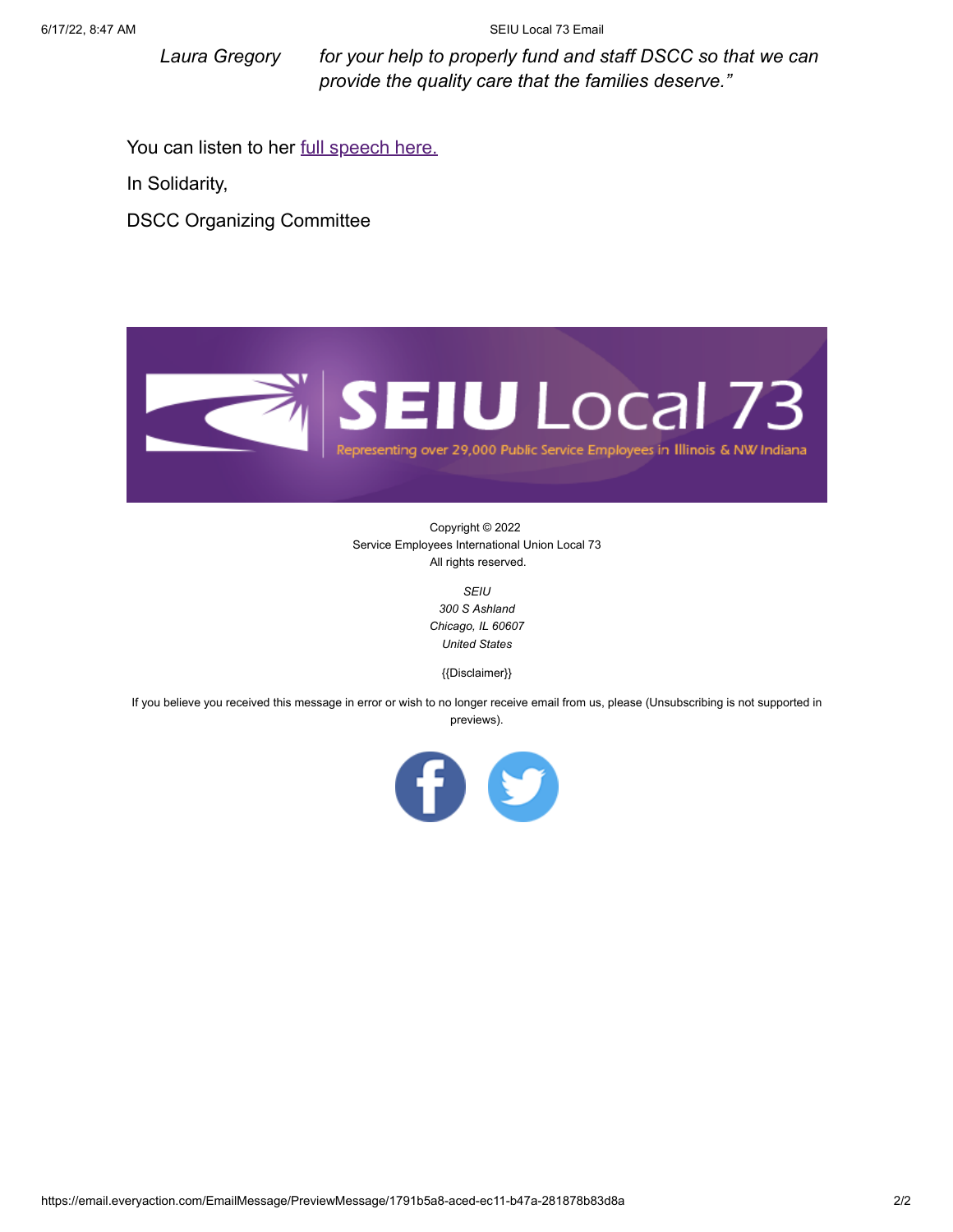Laura Gregory — *for your help to properly fund and staff DSCC so that we can provide the quality care that the families deserve."*

You can listen to her full speech here.

In Solidarity,

DSCC Organizing Committee

SEIU Local 73

Representing over 29,000 Public Service Employees in Illinois & NW Indiana

Copyright © 2022
Service Employees International Union Local 73
All rights reserved.

*SEIU*
*300 S Ashland*
*Chicago, IL 60607*
*United States*

{{Disclaimer}}

If you believe you received this message in error or wish to no longer receive email from us, please (Unsubscribing is not supported in previews).